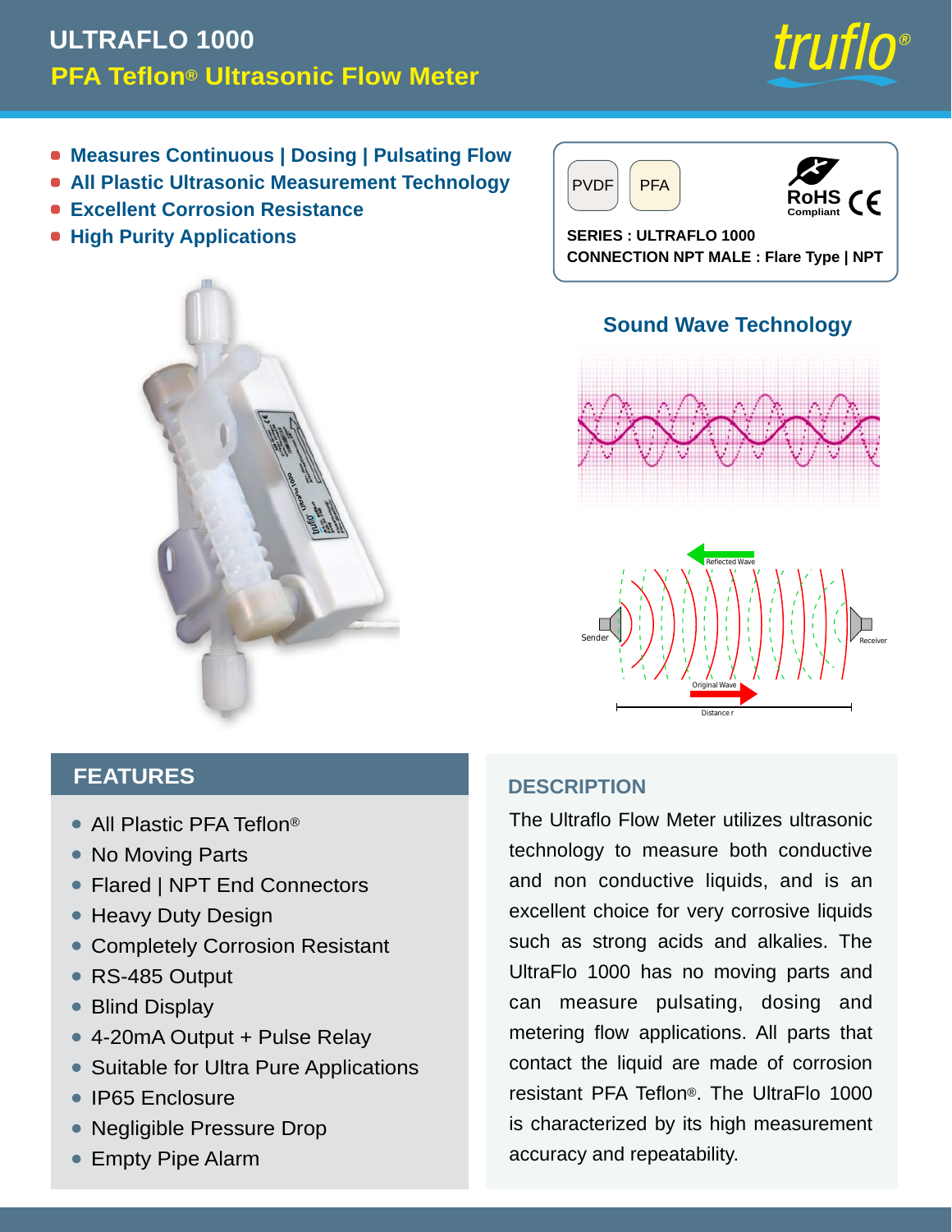# ULTRAFLO 1000

## PFA Teflon® Ultrasonic Flow Meter

- Measures Continuous | Dosing | Pulsating Flow
- All Plastic Ultrasonic Measurement Technology
- Excellent Corrosion Resistance
- High Purity Applications

PVDF | PFA | RoHS Compliant | CE

**SERIES : ULTRAFLO 1000**

**CONNECTION NPT MALE : Flare Type | NPT**

### Sound Wave Technology

Reflected Wave

Sender

Receiver

Original Wave

Distance r

## FEATURES

- All Plastic PFA Teflon®
- No Moving Parts
- Flared | NPT End Connectors
- Heavy Duty Design
- Completely Corrosion Resistant
- RS-485 Output
- Blind Display
- 4-20mA Output + Pulse Relay
- Suitable for Ultra Pure Applications
- IP65 Enclosure
- Negligible Pressure Drop
- Empty Pipe Alarm

## DESCRIPTION

The Ultraflo Flow Meter utilizes ultrasonic technology to measure both conductive and non conductive liquids, and is an excellent choice for very corrosive liquids such as strong acids and alkalies. The UltraFlo 1000 has no moving parts and can measure pulsating, dosing and metering flow applications. All parts that contact the liquid are made of corrosion resistant PFA Teflon®. The UltraFlo 1000 is characterized by its high measurement accuracy and repeatability.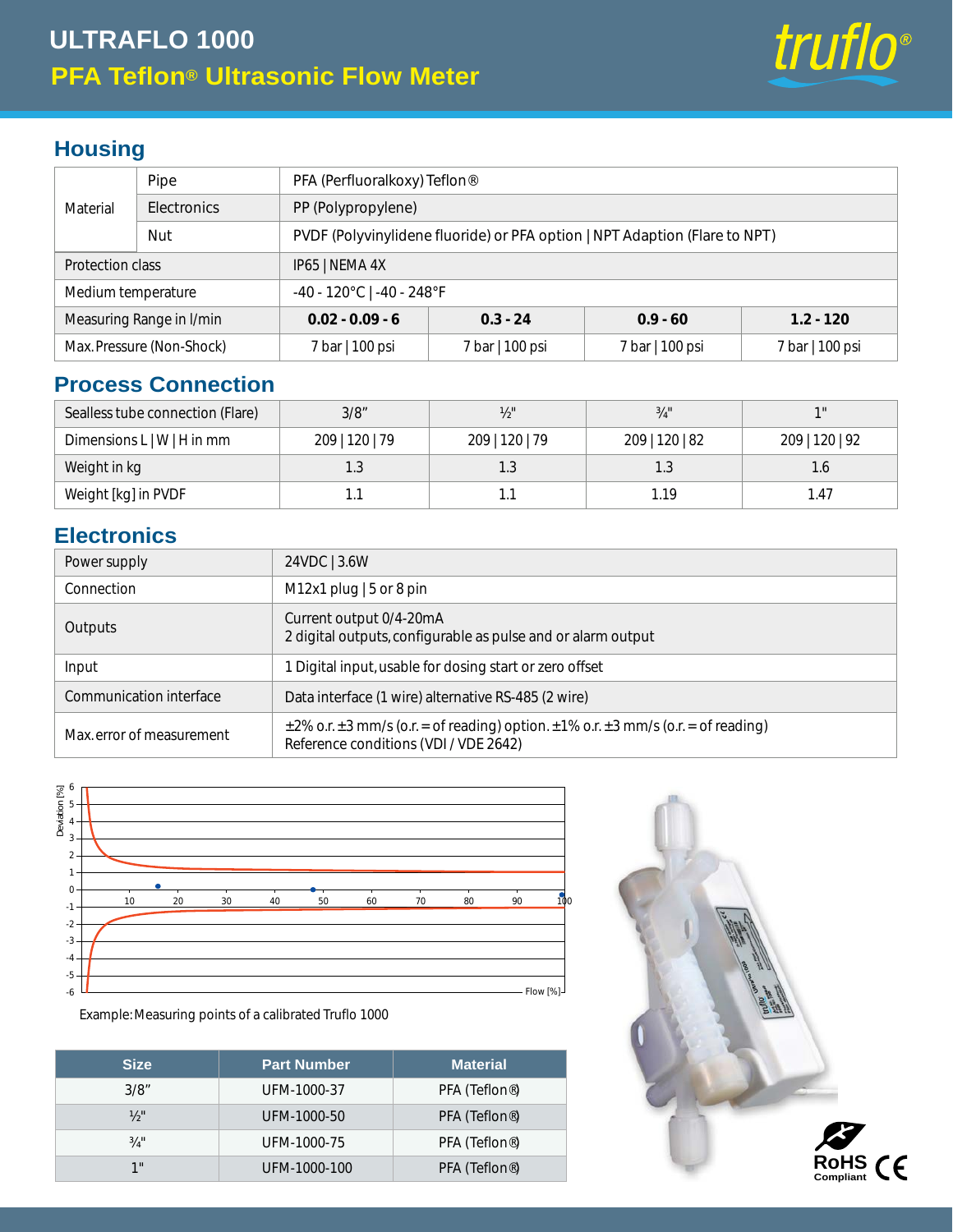# ULTRAFLO 1000

## PFA Teflon® Ultrasonic Flow Meter

truflo®

## Housing

| | | | | | |
|---|---|---|---|---|---|
| Material | Pipe | PFA (Perfluoralkoxy) Teflon® | | | |
| | Electronics | PP (Polypropylene) | | | |
| | Nut | PVDF (Polyvinylidene fluoride) or PFA option \| NPT Adaption (Flare to NPT) | | | |
| Protection class | | IP65 \| NEMA 4X | | | |
| Medium temperature | | -40 - 120°C \| -40 - 248°F | | | |
| Measuring Range in l/min | | **0.02 - 0.09 - 6** | **0.3 - 24** | **0.9 - 60** | **1.2 - 120** |
| Max. Pressure (Non-Shock) | | 7 bar \| 100 psi | 7 bar \| 100 psi | 7 bar \| 100 psi | 7 bar \| 100 psi |

## Process Connection

| | | | | |
|---|---|---|---|---|
| Sealless tube connection (Flare) | 3/8" | ½" | ¾" | 1" |
| Dimensions L \| W \| H in mm | 209 \| 120 \| 79 | 209 \| 120 \| 79 | 209 \| 120 \| 82 | 209 \| 120 \| 92 |
| Weight in kg | 1.3 | 1.3 | 1.3 | 1.6 |
| Weight [kg] in PVDF | 1.1 | 1.1 | 1.19 | 1.47 |

## Electronics

| | |
|---|---|
| Power supply | 24VDC \| 3.6W |
| Connection | M12x1 plug \| 5 or 8 pin |
| Outputs | Current output 0/4-20mA<br>2 digital outputs, configurable as pulse and or alarm output |
| Input | 1 Digital input, usable for dosing start or zero offset |
| Communication interface | Data interface (1 wire) alternative RS-485 (2 wire) |
| Max. error of measurement | ±2% o.r. ±3 mm/s (o.r. = of reading) option. ±1% o.r. ±3 mm/s (o.r. = of reading)<br>Reference conditions (VDI / VDE 2642) |

Deviation [%]
6
5
4
3
2
1
0
-1
-2
-3
-4
-5
-6
10 20 30 40 50 60 70 80 90 100
Flow [%]

Example: Measuring points of a calibrated Truflo 1000

| Size | Part Number | Material |
|---|---|---|
| 3/8" | UFM-1000-37 | PFA (Teflon®) |
| ½" | UFM-1000-50 | PFA (Teflon®) |
| ¾" | UFM-1000-75 | PFA (Teflon®) |
| 1" | UFM-1000-100 | PFA (Teflon®) |

RoHS Compliant CE